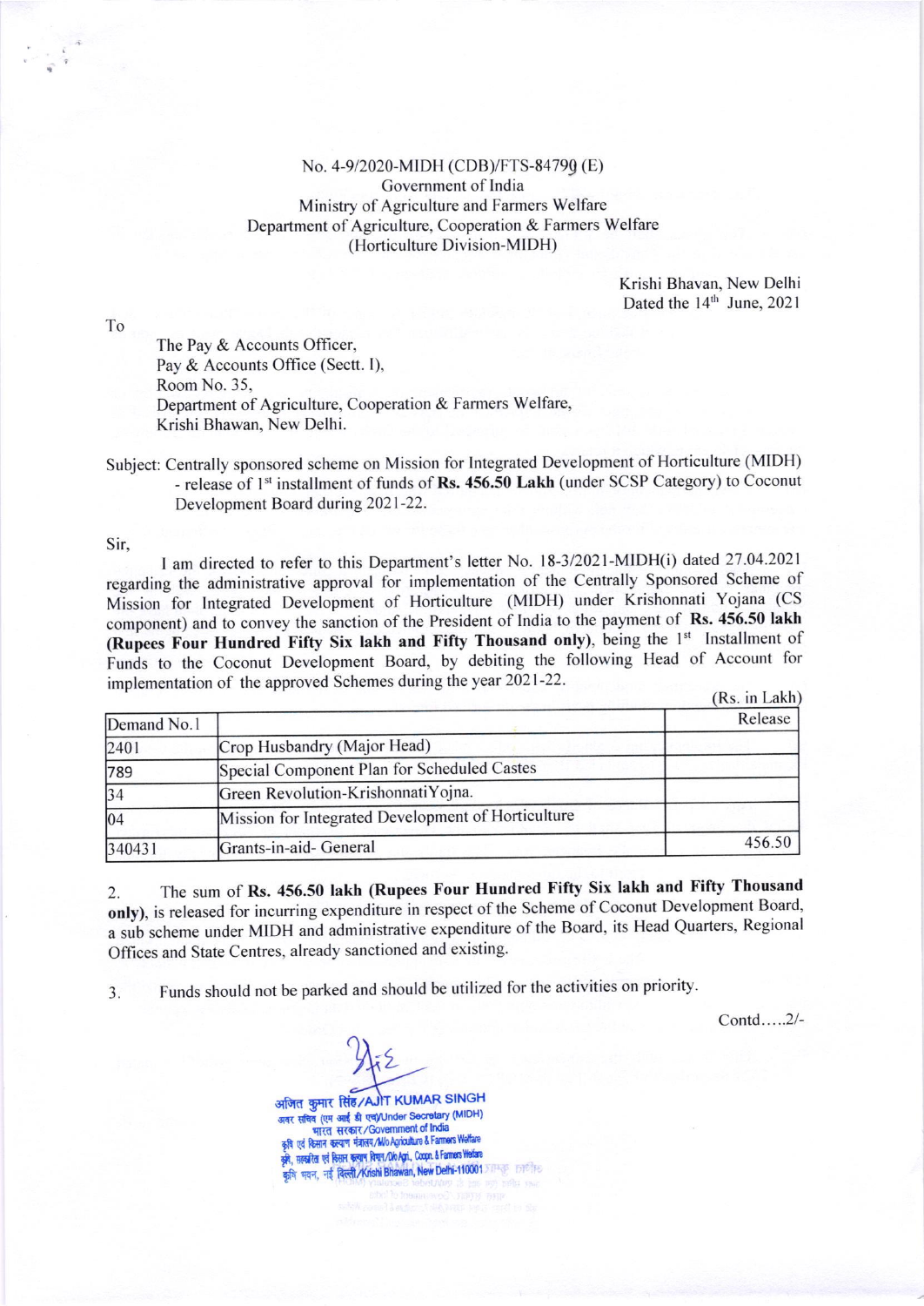No. 4-9/2020-MIDH (CDB)/FTS-84790 (E)
Government of India
Ministry of Agriculture and Farmers Welfare
Department of Agriculture, Cooperation & Farmers Welfare
(Horticulture Division-MIDH)

Krishi Bhavan, New Delhi
Dated the 14th June, 2021

To

The Pay & Accounts Officer,
Pay & Accounts Office (Sectt. I),
Room No. 35,
Department of Agriculture, Cooperation & Farmers Welfare,
Krishi Bhawan, New Delhi.

Subject: Centrally sponsored scheme on Mission for Integrated Development of Horticulture (MIDH) - release of 1st installment of funds of **Rs. 456.50 Lakh** (under SCSP Category) to Coconut Development Board during 2021-22.

Sir,

I am directed to refer to this Department's letter No. 18-3/2021-MIDH(i) dated 27.04.2021 regarding the administrative approval for implementation of the Centrally Sponsored Scheme of Mission for Integrated Development of Horticulture (MIDH) under Krishonnati Yojana (CS component) and to convey the sanction of the President of India to the payment of **Rs. 456.50 lakh (Rupees Four Hundred Fifty Six lakh and Fifty Thousand only)**, being the 1st Installment of Funds to the Coconut Development Board, by debiting the following Head of Account for implementation of the approved Schemes during the year 2021-22.

(Rs. in Lakh)

| Demand No.1 | | Release |
|---|---|---|
| 2401 | Crop Husbandry (Major Head) | |
| 789 | Special Component Plan for Scheduled Castes | |
| 34 | Green Revolution-KrishonnatiYojna. | |
| 04 | Mission for Integrated Development of Horticulture | |
| 340431 | Grants-in-aid- General | 456.50 |

2. The sum of **Rs. 456.50 lakh (Rupees Four Hundred Fifty Six lakh and Fifty Thousand only)**, is released for incurring expenditure in respect of the Scheme of Coconut Development Board, a sub scheme under MIDH and administrative expenditure of the Board, its Head Quarters, Regional Offices and State Centres, already sanctioned and existing.

3. Funds should not be parked and should be utilized for the activities on priority.

Contd.....2/-

अजित कुमार सिंह/AJIT KUMAR SINGH
अवर सचिव (एम आई डी एच)/Under Secretary (MIDH)
भारत सरकार/Government of India
कृषि एवं किसान कल्याण मंत्रालय/M/o Agriculture & Farmers Welfare
कृषि, सहकारिता एवं किसान कल्याण विभाग/D/o Agri., Coopn. & Farmers Welfare
कृषि भवन, नई दिल्ली/Krishi Bhawan, New Delhi-110001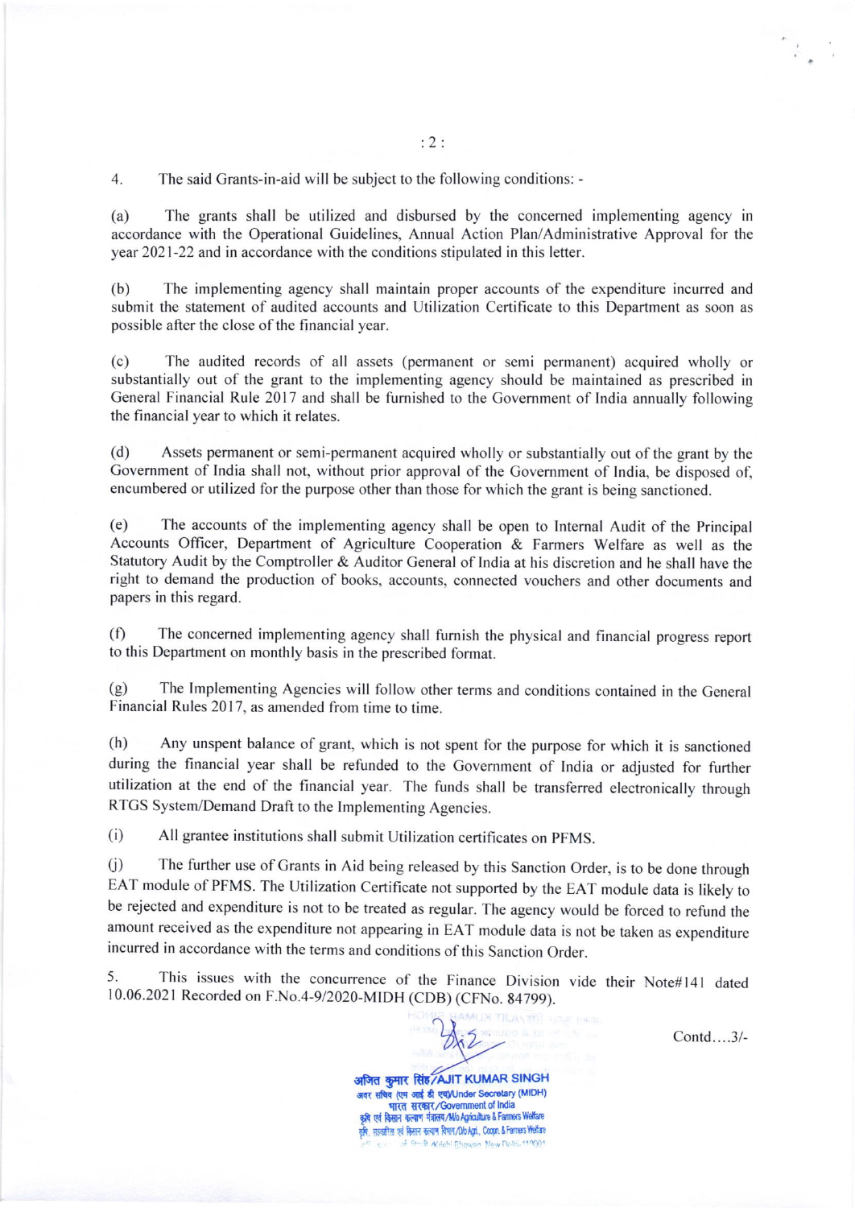4. The said Grants-in-aid will be subject to the following conditions: -

(a) The grants shall be utilized and disbursed by the concerned implementing agency in accordance with the Operational Guidelines, Annual Action Plan/Administrative Approval for the year 2021-22 and in accordance with the conditions stipulated in this letter.

(b) The implementing agency shall maintain proper accounts of the expenditure incurred and submit the statement of audited accounts and Utilization Certificate to this Department as soon as possible after the close of the financial year.

(c) The audited records of all assets (permanent or semi permanent) acquired wholly or substantially out of the grant to the implementing agency should be maintained as prescribed in General Financial Rule 2017 and shall be furnished to the Government of India annually following the financial year to which it relates.

(d) Assets permanent or semi-permanent acquired wholly or substantially out of the grant by the Government of India shall not, without prior approval of the Government of India, be disposed of, encumbered or utilized for the purpose other than those for which the grant is being sanctioned.

(e) The accounts of the implementing agency shall be open to Internal Audit of the Principal Accounts Officer, Department of Agriculture Cooperation & Farmers Welfare as well as the Statutory Audit by the Comptroller & Auditor General of India at his discretion and he shall have the right to demand the production of books, accounts, connected vouchers and other documents and papers in this regard.

(f) The concerned implementing agency shall furnish the physical and financial progress report to this Department on monthly basis in the prescribed format.

(g) The Implementing Agencies will follow other terms and conditions contained in the General Financial Rules 2017, as amended from time to time.

(h) Any unspent balance of grant, which is not spent for the purpose for which it is sanctioned during the financial year shall be refunded to the Government of India or adjusted for further utilization at the end of the financial year. The funds shall be transferred electronically through RTGS System/Demand Draft to the Implementing Agencies.

(i) All grantee institutions shall submit Utilization certificates on PFMS.

(j) The further use of Grants in Aid being released by this Sanction Order, is to be done through EAT module of PFMS. The Utilization Certificate not supported by the EAT module data is likely to be rejected and expenditure is not to be treated as regular. The agency would be forced to refund the amount received as the expenditure not appearing in EAT module data is not be taken as expenditure incurred in accordance with the terms and conditions of this Sanction Order.

5. This issues with the concurrence of the Finance Division vide their Note#141 dated 10.06.2021 Recorded on F.No.4-9/2020-MIDH (CDB) (CFNo. 84799).

Contd....3/-

अजित कुमार सिंह/AJIT KUMAR SINGH
अवर सचिव (एम आई डी एच)/Under Secretary (MIDH)
भारत सरकार/Government of India
कृषि एवं किसान कल्याण मंत्रालय/M/o Agriculture & Farmers Welfare
कृषि, सहकारिता एवं किसान कल्याण विभाग/D/o Agri., Coopn. & Farmers Welfare
कृषि भवन, नई दिल्ली/Krishi Bhawan, New Delhi-110001